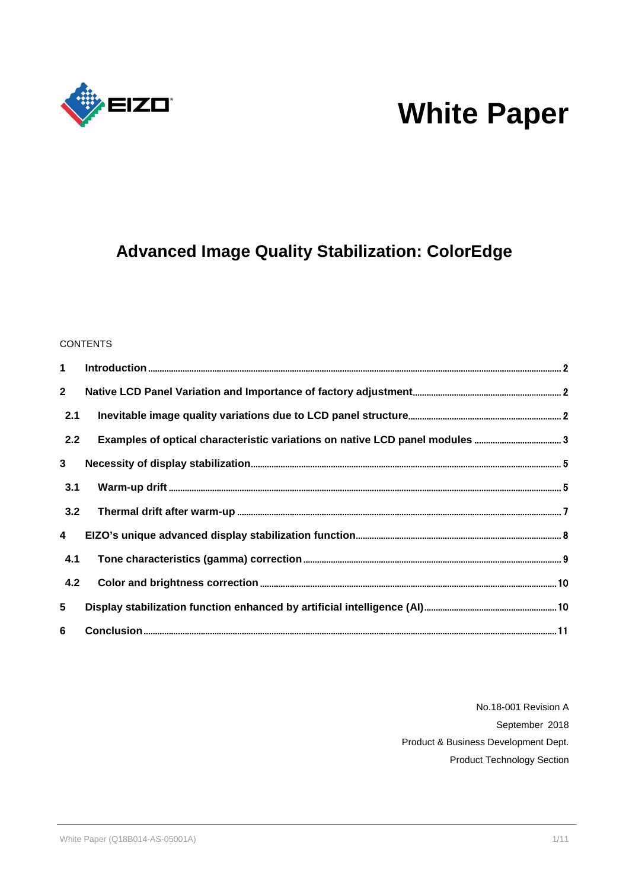# White Paper

## Advanced Image Quality Stabilization: ColorEdge

CONTENTS

| | | |
|---|---|---|
| **1** | **Introduction** | **2** |
| **2** | **Native LCD Panel Variation and Importance of factory adjustment** | **2** |
| **2.1** | **Inevitable image quality variations due to LCD panel structure** | **2** |
| **2.2** | **Examples of optical characteristic variations on native LCD panel modules** | **3** |
| **3** | **Necessity of display stabilization** | **5** |
| **3.1** | **Warm-up drift** | **5** |
| **3.2** | **Thermal drift after warm-up** | **7** |
| **4** | **EIZO's unique advanced display stabilization function** | **8** |
| **4.1** | **Tone characteristics (gamma) correction** | **9** |
| **4.2** | **Color and brightness correction** | **10** |
| **5** | **Display stabilization function enhanced by artificial intelligence (AI)** | **10** |
| **6** | **Conclusion** | **11** |

No.18-001 Revision A

September 2018

Product & Business Development Dept.

Product Technology Section

White Paper (Q18B014-AS-05001A)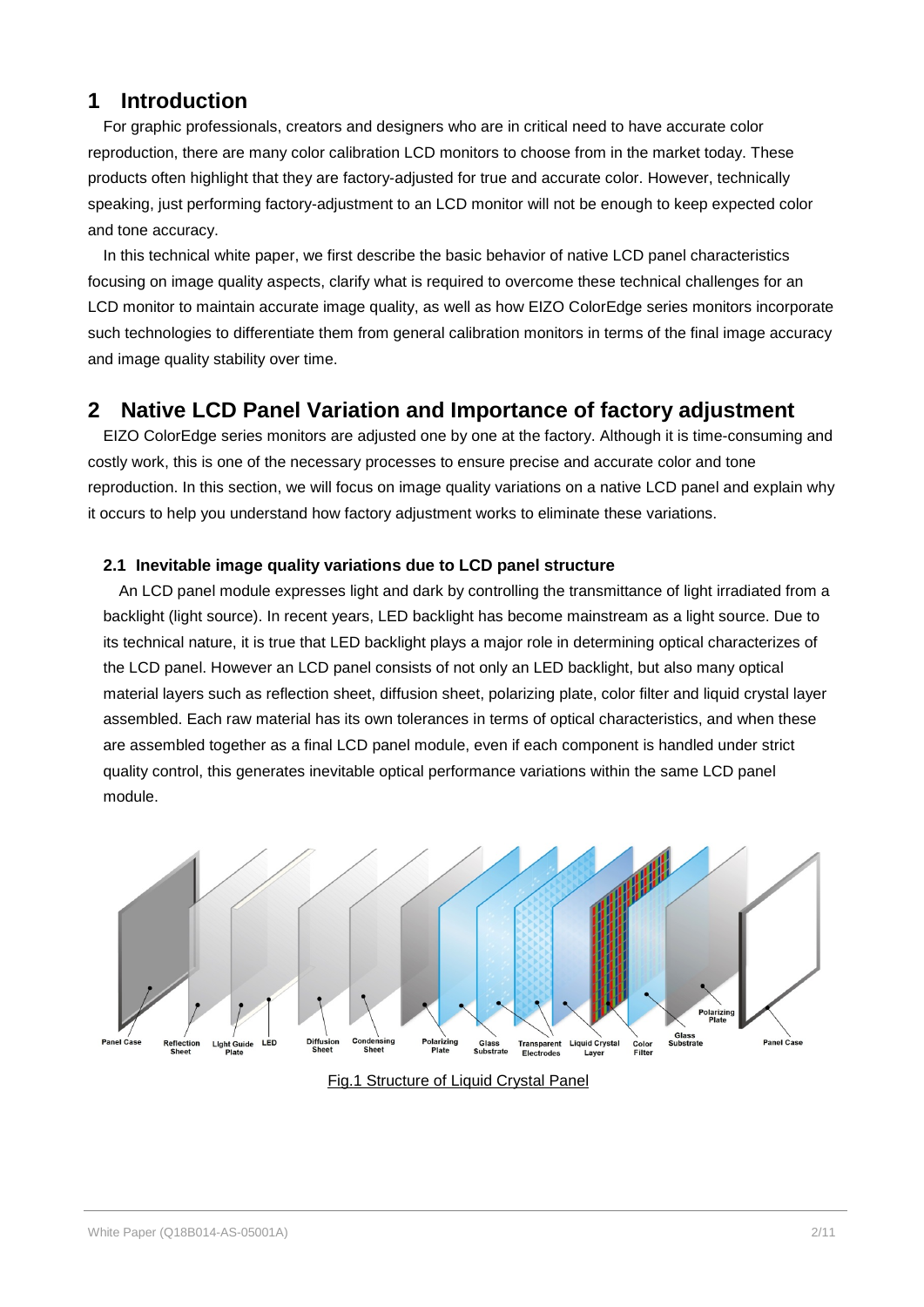# 1 Introduction

For graphic professionals, creators and designers who are in critical need to have accurate color reproduction, there are many color calibration LCD monitors to choose from in the market today. These products often highlight that they are factory-adjusted for true and accurate color. However, technically speaking, just performing factory-adjustment to an LCD monitor will not be enough to keep expected color and tone accuracy.

In this technical white paper, we first describe the basic behavior of native LCD panel characteristics focusing on image quality aspects, clarify what is required to overcome these technical challenges for an LCD monitor to maintain accurate image quality, as well as how EIZO ColorEdge series monitors incorporate such technologies to differentiate them from general calibration monitors in terms of the final image accuracy and image quality stability over time.

# 2 Native LCD Panel Variation and Importance of factory adjustment

EIZO ColorEdge series monitors are adjusted one by one at the factory. Although it is time-consuming and costly work, this is one of the necessary processes to ensure precise and accurate color and tone reproduction. In this section, we will focus on image quality variations on a native LCD panel and explain why it occurs to help you understand how factory adjustment works to eliminate these variations.

## 2.1 Inevitable image quality variations due to LCD panel structure

An LCD panel module expresses light and dark by controlling the transmittance of light irradiated from a backlight (light source). In recent years, LED backlight has become mainstream as a light source. Due to its technical nature, it is true that LED backlight plays a major role in determining optical characterizes of the LCD panel. However an LCD panel consists of not only an LED backlight, but also many optical material layers such as reflection sheet, diffusion sheet, polarizing plate, color filter and liquid crystal layer assembled. Each raw material has its own tolerances in terms of optical characteristics, and when these are assembled together as a final LCD panel module, even if each component is handled under strict quality control, this generates inevitable optical performance variations within the same LCD panel module.

Panel Case, Reflection Sheet, Light Guide Plate, LED, Diffusion Sheet, Condensing Sheet, Polarizing Plate, Glass Substrate, Transparent Electrodes, Liquid Crystal Layer, Color Filter, Glass Substrate, Polarizing Plate, Panel Case

Fig.1 Structure of Liquid Crystal Panel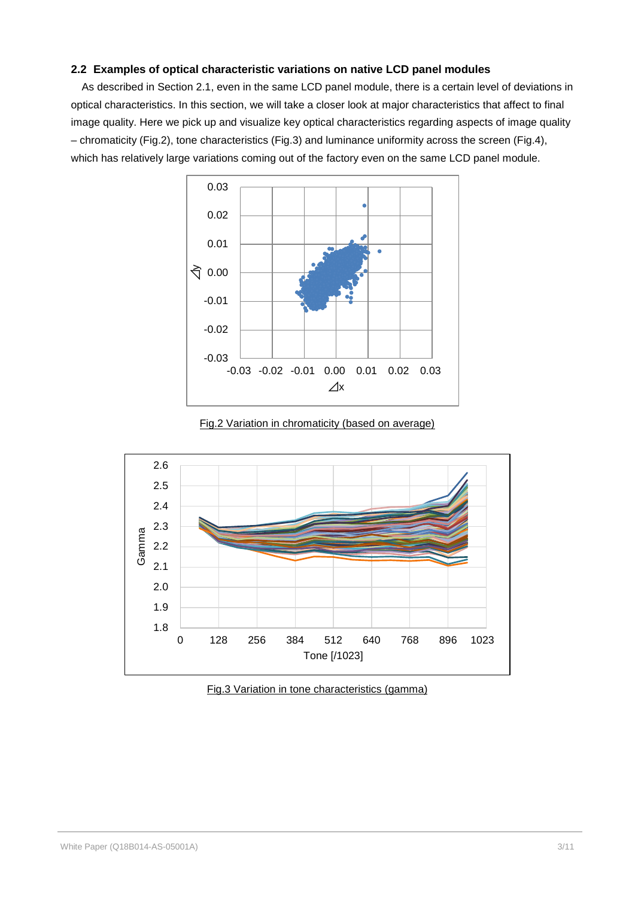### 2.2 Examples of optical characteristic variations on native LCD panel modules

As described in Section 2.1, even in the same LCD panel module, there is a certain level of deviations in optical characteristics. In this section, we will take a closer look at major characteristics that affect to final image quality. Here we pick up and visualize key optical characteristics regarding aspects of image quality – chromaticity (Fig.2), tone characteristics (Fig.3) and luminance uniformity across the screen (Fig.4), which has relatively large variations coming out of the factory even on the same LCD panel module.

Fig.2 Variation in chromaticity (based on average)

Fig.3 Variation in tone characteristics (gamma)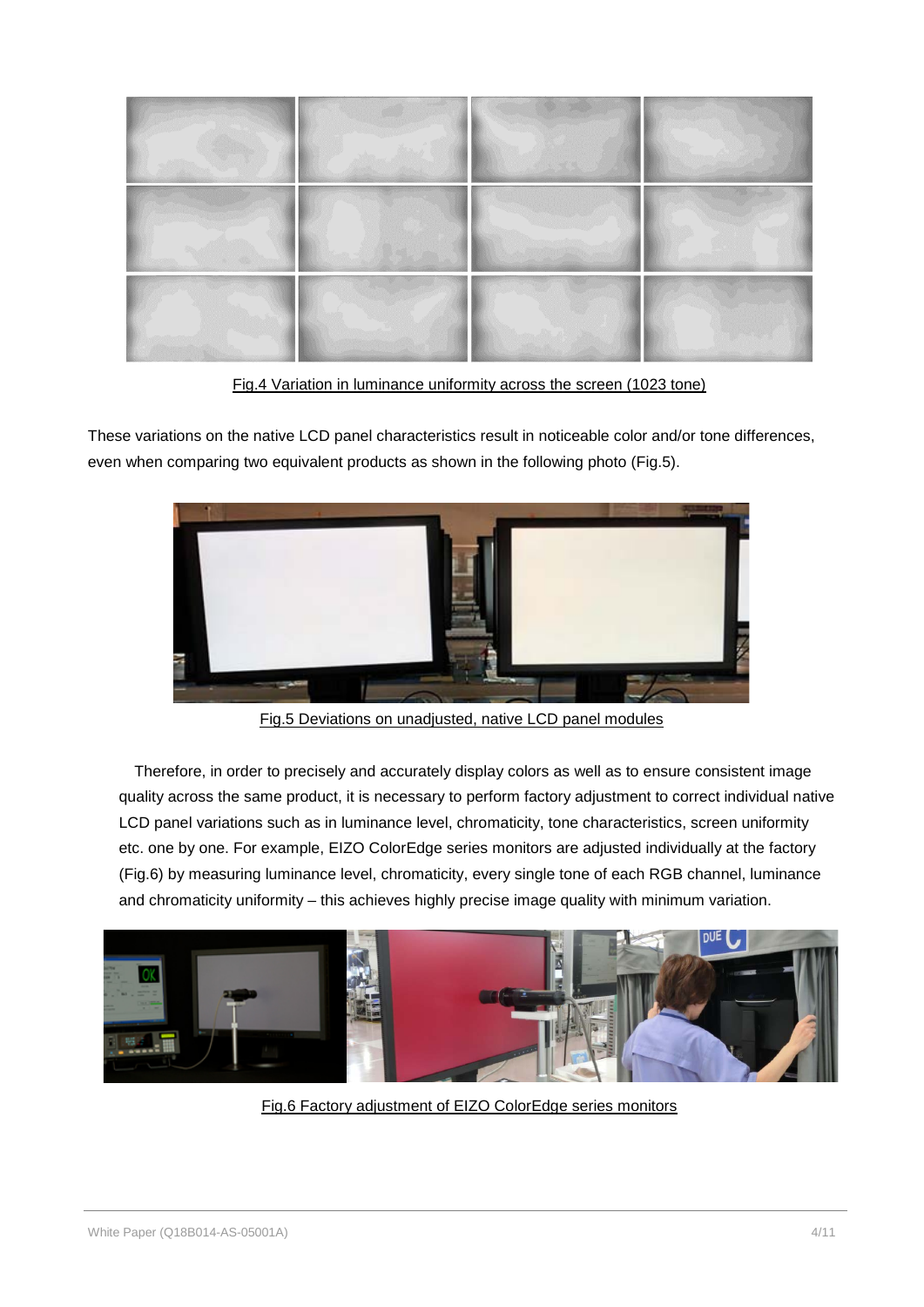Fig.4 Variation in luminance uniformity across the screen (1023 tone)

These variations on the native LCD panel characteristics result in noticeable color and/or tone differences, even when comparing two equivalent products as shown in the following photo (Fig.5).

Fig.5 Deviations on unadjusted, native LCD panel modules

Therefore, in order to precisely and accurately display colors as well as to ensure consistent image quality across the same product, it is necessary to perform factory adjustment to correct individual native LCD panel variations such as in luminance level, chromaticity, tone characteristics, screen uniformity etc. one by one. For example, EIZO ColorEdge series monitors are adjusted individually at the factory (Fig.6) by measuring luminance level, chromaticity, every single tone of each RGB channel, luminance and chromaticity uniformity – this achieves highly precise image quality with minimum variation.

Fig.6 Factory adjustment of EIZO ColorEdge series monitors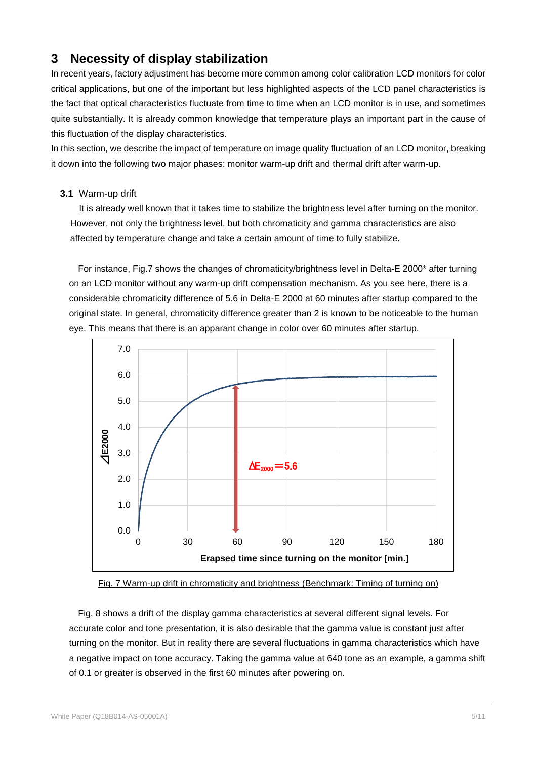## 3 Necessity of display stabilization

In recent years, factory adjustment has become more common among color calibration LCD monitors for color critical applications, but one of the important but less highlighted aspects of the LCD panel characteristics is the fact that optical characteristics fluctuate from time to time when an LCD monitor is in use, and sometimes quite substantially. It is already common knowledge that temperature plays an important part in the cause of this fluctuation of the display characteristics.

In this section, we describe the impact of temperature on image quality fluctuation of an LCD monitor, breaking it down into the following two major phases: monitor warm-up drift and thermal drift after warm-up.

### 3.1 Warm-up drift

It is already well known that it takes time to stabilize the brightness level after turning on the monitor. However, not only the brightness level, but both chromaticity and gamma characteristics are also affected by temperature change and take a certain amount of time to fully stabilize.

For instance, Fig.7 shows the changes of chromaticity/brightness level in Delta-E 2000* after turning on an LCD monitor without any warm-up drift compensation mechanism. As you see here, there is a considerable chromaticity difference of 5.6 in Delta-E 2000 at 60 minutes after startup compared to the original state. In general, chromaticity difference greater than 2 is known to be noticeable to the human eye. This means that there is an apparant change in color over 60 minutes after startup.

Fig. 7 Warm-up drift in chromaticity and brightness (Benchmark: Timing of turning on)

Fig. 8 shows a drift of the display gamma characteristics at several different signal levels. For accurate color and tone presentation, it is also desirable that the gamma value is constant just after turning on the monitor. But in reality there are several fluctuations in gamma characteristics which have a negative impact on tone accuracy. Taking the gamma value at 640 tone as an example, a gamma shift of 0.1 or greater is observed in the first 60 minutes after powering on.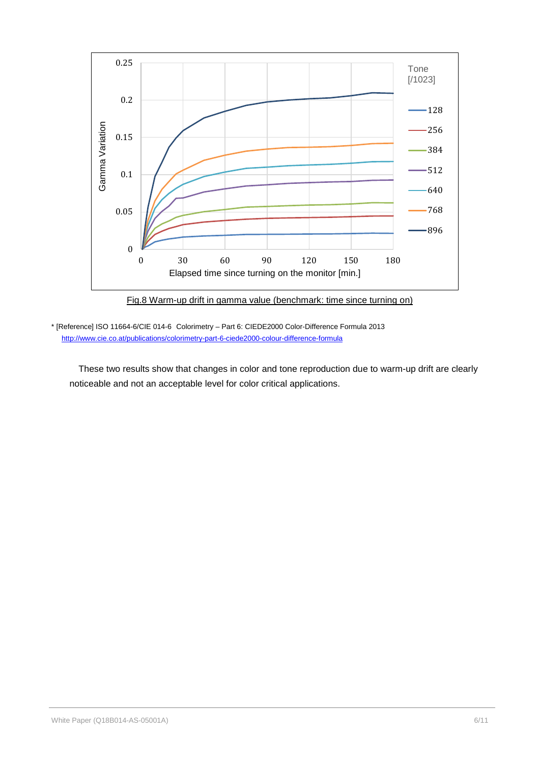Fig.8 Warm-up drift in gamma value (benchmark: time since turning on)

* [Reference] ISO 11664-6/CIE 014-6 Colorimetry – Part 6: CIEDE2000 Color-Difference Formula 2013
http://www.cie.co.at/publications/colorimetry-part-6-ciede2000-colour-difference-formula

These two results show that changes in color and tone reproduction due to warm-up drift are clearly noticeable and not an acceptable level for color critical applications.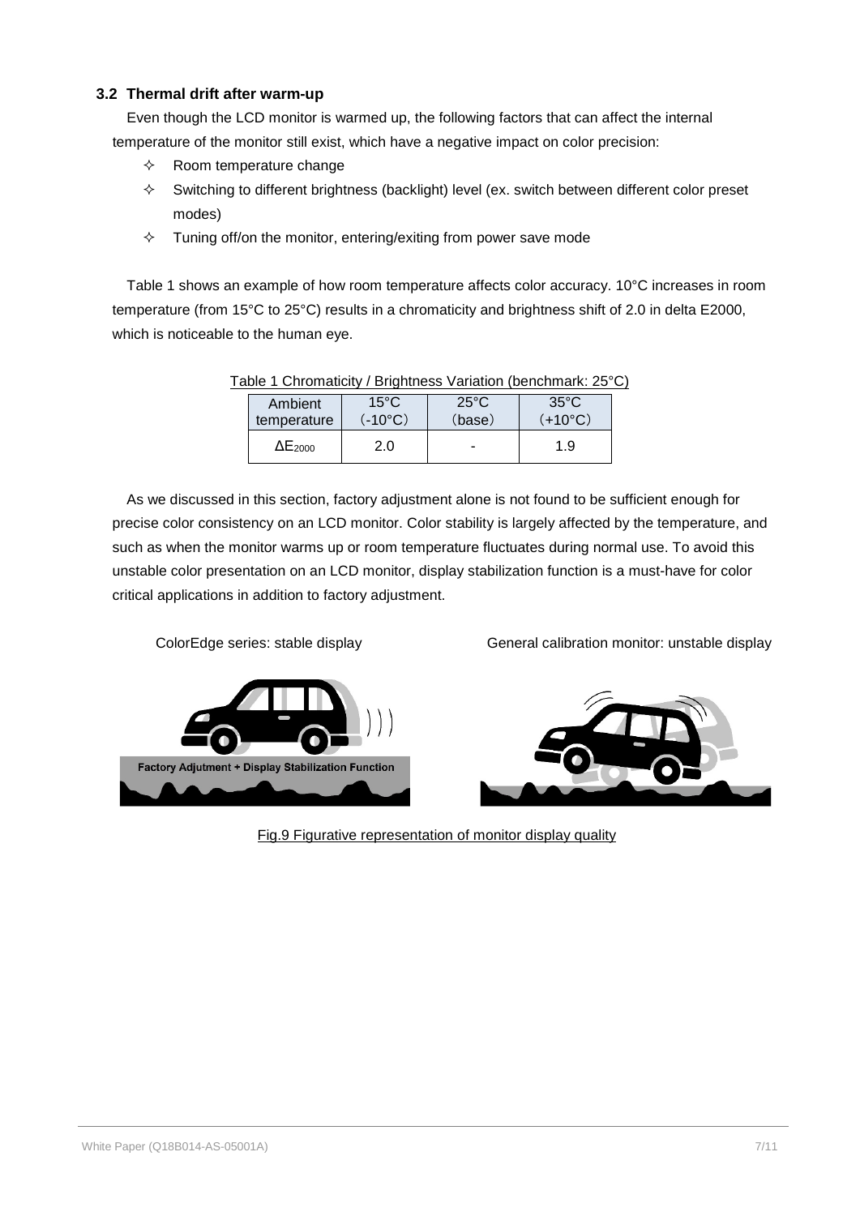### 3.2 Thermal drift after warm-up

Even though the LCD monitor is warmed up, the following factors that can affect the internal temperature of the monitor still exist, which have a negative impact on color precision:

- Room temperature change
- Switching to different brightness (backlight) level (ex. switch between different color preset modes)
- Tuning off/on the monitor, entering/exiting from power save mode

Table 1 shows an example of how room temperature affects color accuracy. 10°C increases in room temperature (from 15°C to 25°C) results in a chromaticity and brightness shift of 2.0 in delta E2000, which is noticeable to the human eye.

Table 1 Chromaticity / Brightness Variation (benchmark: 25°C)

| Ambient temperature | 15°C (-10°C) | 25°C (base) | 35°C (+10°C) |
|---|---|---|---|
| $\Delta E_{2000}$ | 2.0 | - | 1.9 |

As we discussed in this section, factory adjustment alone is not found to be sufficient enough for precise color consistency on an LCD monitor. Color stability is largely affected by the temperature, and such as when the monitor warms up or room temperature fluctuates during normal use. To avoid this unstable color presentation on an LCD monitor, display stabilization function is a must-have for color critical applications in addition to factory adjustment.

ColorEdge series: stable display

Factory Adjutment + Display Stabilization Function

General calibration monitor: unstable display

Fig.9 Figurative representation of monitor display quality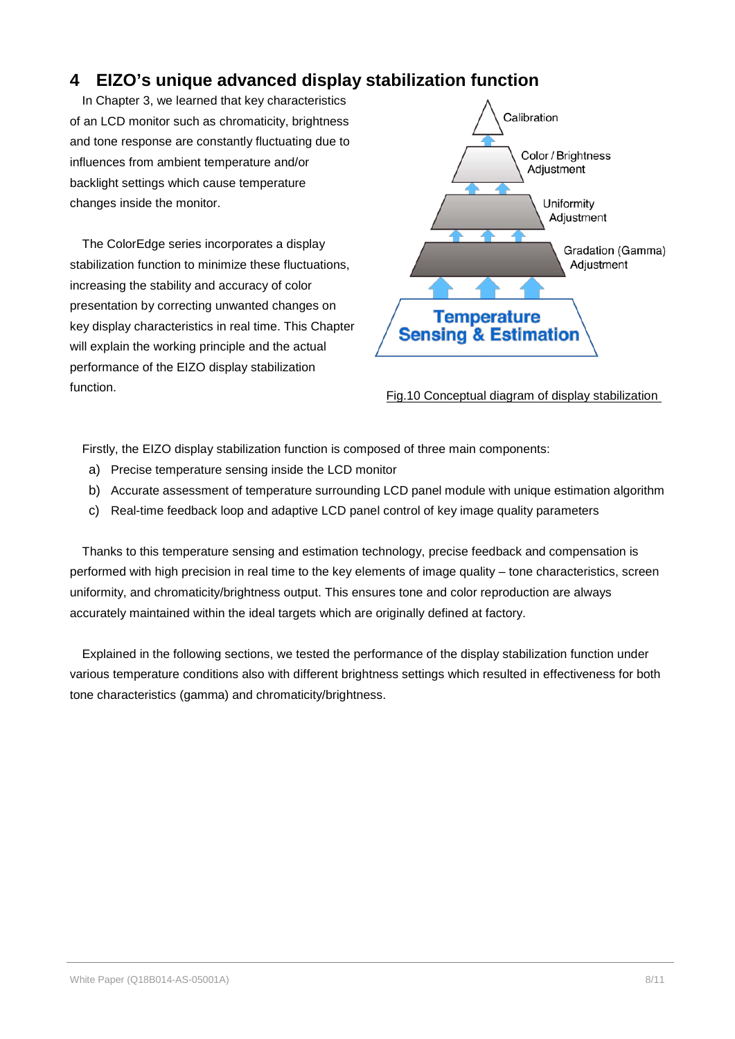# 4 EIZO's unique advanced display stabilization function

In Chapter 3, we learned that key characteristics of an LCD monitor such as chromaticity, brightness and tone response are constantly fluctuating due to influences from ambient temperature and/or backlight settings which cause temperature changes inside the monitor.

The ColorEdge series incorporates a display stabilization function to minimize these fluctuations, increasing the stability and accuracy of color presentation by correcting unwanted changes on key display characteristics in real time. This Chapter will explain the working principle and the actual performance of the EIZO display stabilization function.

Calibration

Color / Brightness Adjustment

Uniformity Adjustment

Gradation (Gamma) Adjustment

Temperature Sensing & Estimation

Fig.10 Conceptual diagram of display stabilization

Firstly, the EIZO display stabilization function is composed of three main components:

a) Precise temperature sensing inside the LCD monitor
b) Accurate assessment of temperature surrounding LCD panel module with unique estimation algorithm
c) Real-time feedback loop and adaptive LCD panel control of key image quality parameters

Thanks to this temperature sensing and estimation technology, precise feedback and compensation is performed with high precision in real time to the key elements of image quality – tone characteristics, screen uniformity, and chromaticity/brightness output. This ensures tone and color reproduction are always accurately maintained within the ideal targets which are originally defined at factory.

Explained in the following sections, we tested the performance of the display stabilization function under various temperature conditions also with different brightness settings which resulted in effectiveness for both tone characteristics (gamma) and chromaticity/brightness.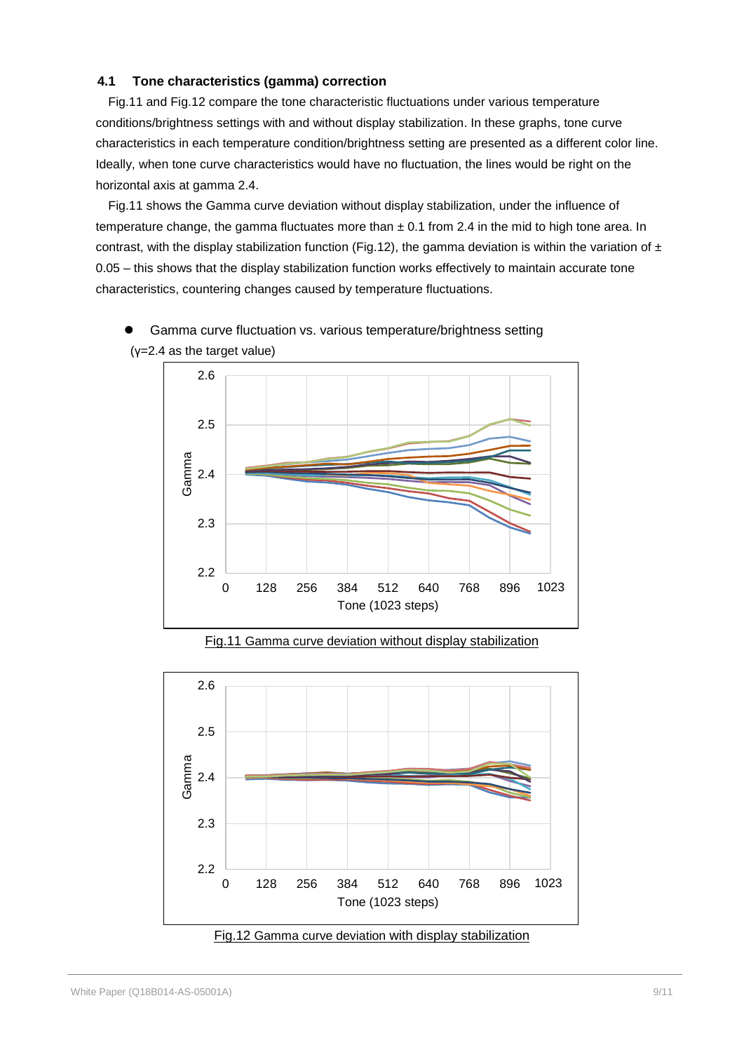### 4.1 Tone characteristics (gamma) correction

Fig.11 and Fig.12 compare the tone characteristic fluctuations under various temperature conditions/brightness settings with and without display stabilization. In these graphs, tone curve characteristics in each temperature condition/brightness setting are presented as a different color line. Ideally, when tone curve characteristics would have no fluctuation, the lines would be right on the horizontal axis at gamma 2.4.

Fig.11 shows the Gamma curve deviation without display stabilization, under the influence of temperature change, the gamma fluctuates more than ± 0.1 from 2.4 in the mid to high tone area. In contrast, with the display stabilization function (Fig.12), the gamma deviation is within the variation of ± 0.05 – this shows that the display stabilization function works effectively to maintain accurate tone characteristics, countering changes caused by temperature fluctuations.

- Gamma curve fluctuation vs. various temperature/brightness setting

(γ=2.4 as the target value)

Fig.11 Gamma curve deviation without display stabilization

Fig.12 Gamma curve deviation with display stabilization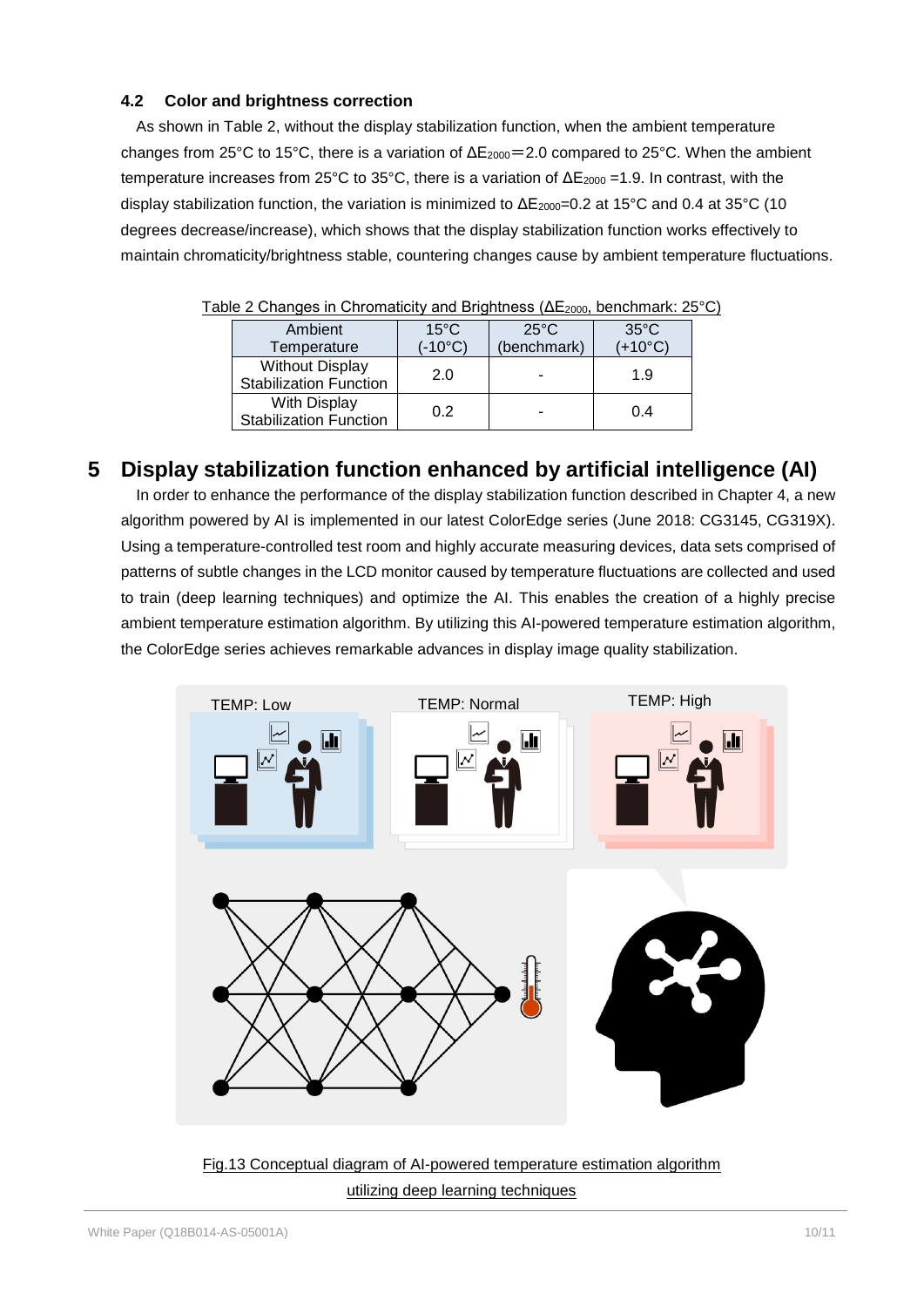### 4.2 Color and brightness correction

As shown in Table 2, without the display stabilization function, when the ambient temperature changes from 25°C to 15°C, there is a variation of $\Delta E_{2000}$＝2.0 compared to 25°C. When the ambient temperature increases from 25°C to 35°C, there is a variation of $\Delta E_{2000}$ =1.9. In contrast, with the display stabilization function, the variation is minimized to $\Delta E_{2000}$=0.2 at 15°C and 0.4 at 35°C (10 degrees decrease/increase), which shows that the display stabilization function works effectively to maintain chromaticity/brightness stable, countering changes cause by ambient temperature fluctuations.

Table 2 Changes in Chromaticity and Brightness ($\Delta E_{2000}$, benchmark: 25°C)

| Ambient Temperature | 15°C (-10°C) | 25°C (benchmark) | 35°C (+10°C) |
|---|---|---|---|
| Without Display Stabilization Function | 2.0 | - | 1.9 |
| With Display Stabilization Function | 0.2 | - | 0.4 |

# 5 Display stabilization function enhanced by artificial intelligence (AI)

In order to enhance the performance of the display stabilization function described in Chapter 4, a new algorithm powered by AI is implemented in our latest ColorEdge series (June 2018: CG3145, CG319X). Using a temperature-controlled test room and highly accurate measuring devices, data sets comprised of patterns of subtle changes in the LCD monitor caused by temperature fluctuations are collected and used to train (deep learning techniques) and optimize the AI. This enables the creation of a highly precise ambient temperature estimation algorithm. By utilizing this AI-powered temperature estimation algorithm, the ColorEdge series achieves remarkable advances in display image quality stabilization.

Fig.13 Conceptual diagram of AI-powered temperature estimation algorithm utilizing deep learning techniques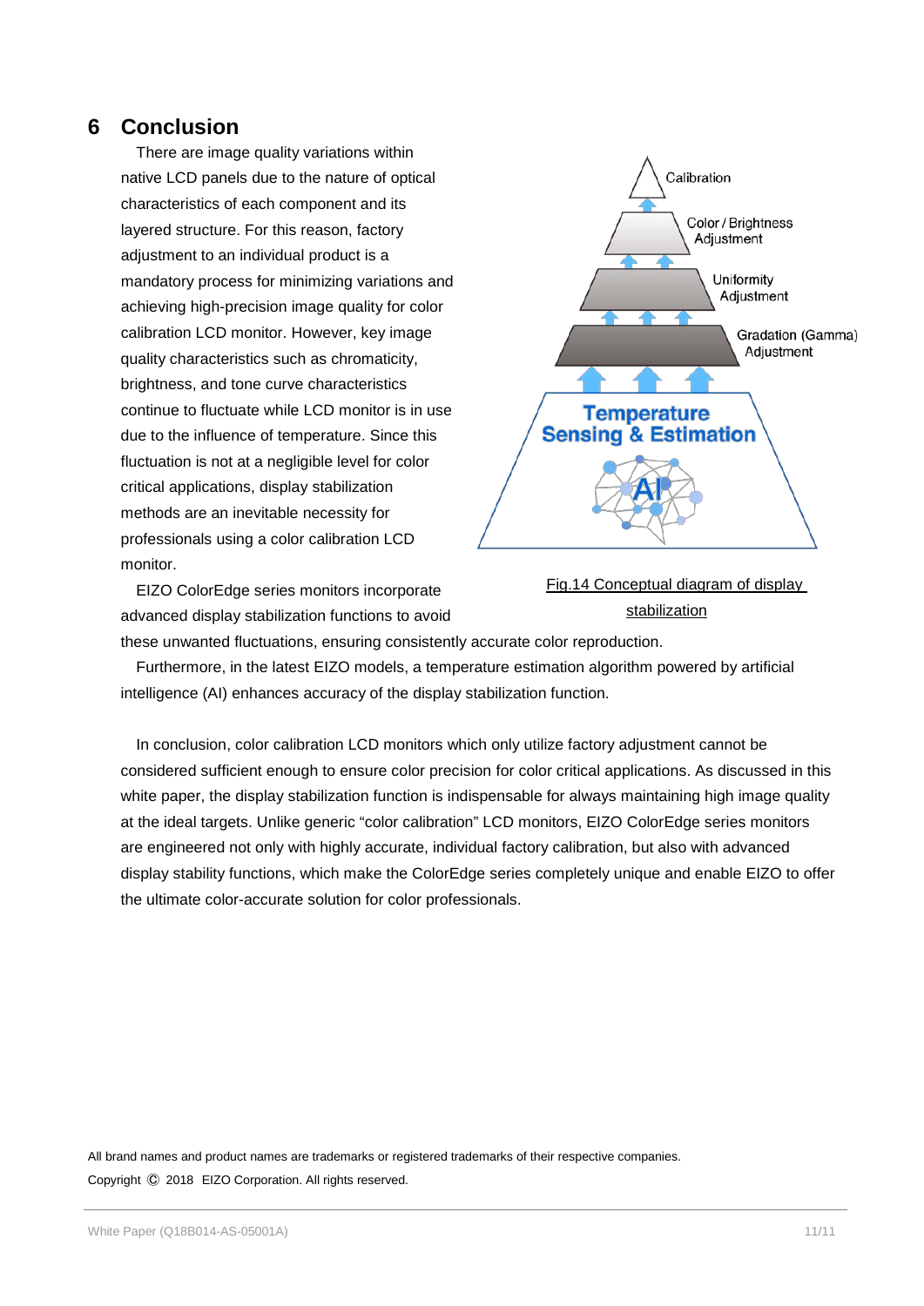# 6 Conclusion

There are image quality variations within native LCD panels due to the nature of optical characteristics of each component and its layered structure. For this reason, factory adjustment to an individual product is a mandatory process for minimizing variations and achieving high-precision image quality for color calibration LCD monitor. However, key image quality characteristics such as chromaticity, brightness, and tone curve characteristics continue to fluctuate while LCD monitor is in use due to the influence of temperature. Since this fluctuation is not at a negligible level for color critical applications, display stabilization methods are an inevitable necessity for professionals using a color calibration LCD monitor.

Calibration

Color / Brightness Adjustment

Uniformity Adjustment

Gradation (Gamma) Adjustment

Temperature Sensing & Estimation

AI

Fig.14 Conceptual diagram of display stabilization

EIZO ColorEdge series monitors incorporate advanced display stabilization functions to avoid these unwanted fluctuations, ensuring consistently accurate color reproduction.

Furthermore, in the latest EIZO models, a temperature estimation algorithm powered by artificial intelligence (AI) enhances accuracy of the display stabilization function.

In conclusion, color calibration LCD monitors which only utilize factory adjustment cannot be considered sufficient enough to ensure color precision for color critical applications. As discussed in this white paper, the display stabilization function is indispensable for always maintaining high image quality at the ideal targets. Unlike generic “color calibration” LCD monitors, EIZO ColorEdge series monitors are engineered not only with highly accurate, individual factory calibration, but also with advanced display stability functions, which make the ColorEdge series completely unique and enable EIZO to offer the ultimate color-accurate solution for color professionals.

All brand names and product names are trademarks or registered trademarks of their respective companies.
Copyright Ⓒ 2018 EIZO Corporation. All rights reserved.